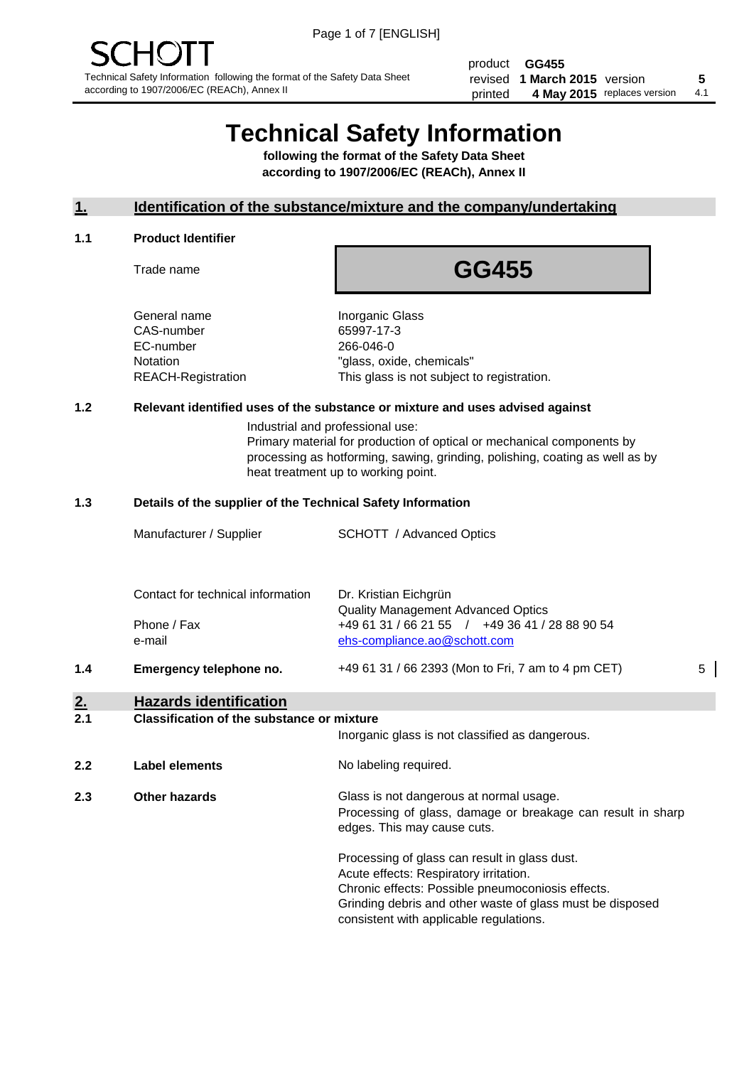SCHOTT

Technical Safety Information following the format of the Safety Data Sheet according to 1907/2006/EC (REACh), Annex II

| | | | |
|---|---|---|---|
| product | **GG455** | | |
| revised | **1 March 2015** | version | **5** |
| printed | **4 May 2015** | replaces version | 4.1 |

# Technical Safety Information

**following the format of the Safety Data Sheet according to 1907/2006/EC (REACh), Annex II**

## 1. Identification of the substance/mixture and the company/undertaking

### 1.1 Product Identifier

| | |
|---|---|
| Trade name | **GG455** |
| General name | Inorganic Glass |
| CAS-number | 65997-17-3 |
| EC-number | 266-046-0 |
| Notation | "glass, oxide, chemicals" |
| REACH-Registration | This glass is not subject to registration. |

### 1.2 Relevant identified uses of the substance or mixture and uses advised against

Industrial and professional use:
Primary material for production of optical or mechanical components by processing as hotforming, sawing, grinding, polishing, coating as well as by heat treatment up to working point.

### 1.3 Details of the supplier of the Technical Safety Information

| | |
|---|---|
| Manufacturer / Supplier | SCHOTT / Advanced Optics |
| Contact for technical information | Dr. Kristian Eichgrün<br>Quality Management Advanced Optics |
| Phone / Fax | +49 61 31 / 66 21 55 / +49 36 41 / 28 88 90 54 |
| e-mail | ehs-compliance.ao@schott.com |

### 1.4 Emergency telephone no.

+49 61 31 / 66 2393 (Mon to Fri, 7 am to 4 pm CET) 5

## 2. Hazards identification

### 2.1 Classification of the substance or mixture

Inorganic glass is not classified as dangerous.

### 2.2 Label elements

No labeling required.

### 2.3 Other hazards

Glass is not dangerous at normal usage.
Processing of glass, damage or breakage can result in sharp edges. This may cause cuts.

Processing of glass can result in glass dust.
Acute effects: Respiratory irritation.
Chronic effects: Possible pneumoconiosis effects.
Grinding debris and other waste of glass must be disposed consistent with applicable regulations.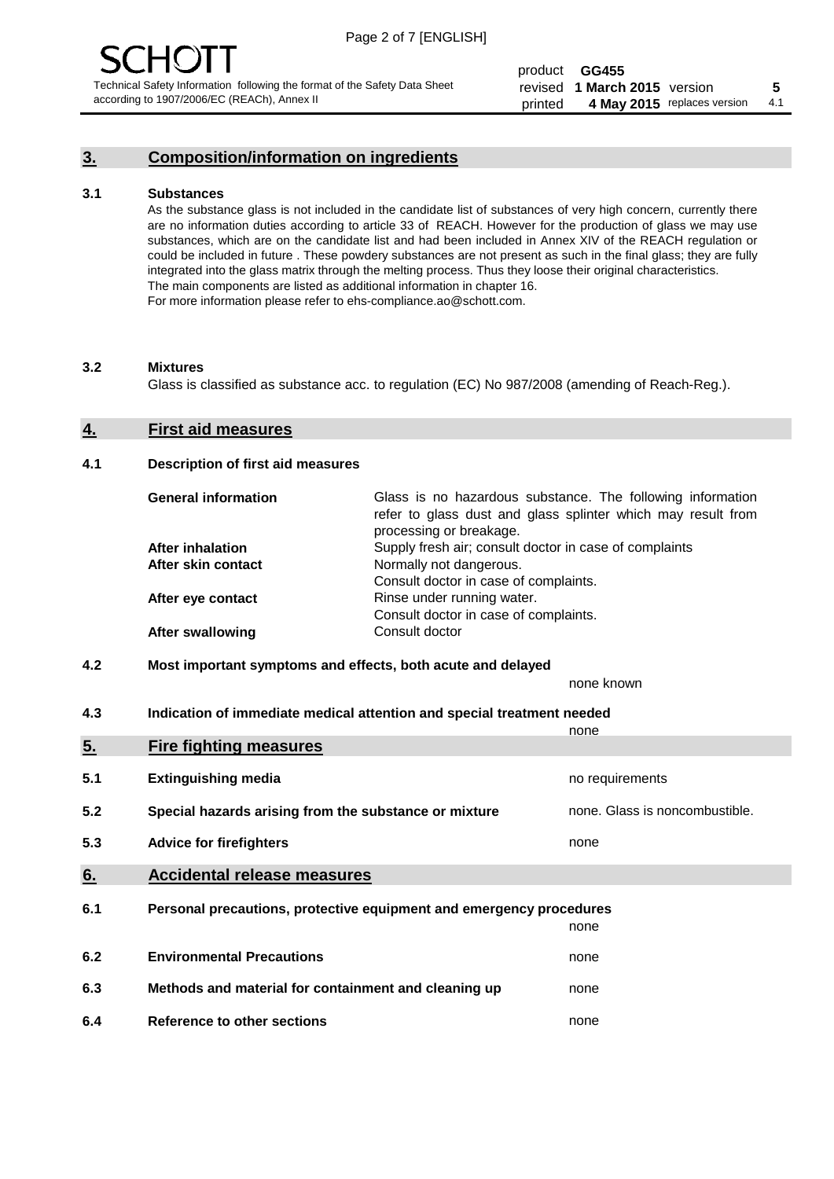## 3. Composition/information on ingredients

### 3.1 Substances

As the substance glass is not included in the candidate list of substances of very high concern, currently there are no information duties according to article 33 of REACH. However for the production of glass we may use substances, which are on the candidate list and had been included in Annex XIV of the REACH regulation or could be included in future . These powdery substances are not present as such in the final glass; they are fully integrated into the glass matrix through the melting process. Thus they loose their original characteristics. The main components are listed as additional information in chapter 16. For more information please refer to ehs-compliance.ao@schott.com.

### 3.2 Mixtures

Glass is classified as substance acc. to regulation (EC) No 987/2008 (amending of Reach-Reg.).

## 4. First aid measures

### 4.1 Description of first aid measures

| | |
|---|---|
| **General information** | Glass is no hazardous substance. The following information refer to glass dust and glass splinter which may result from processing or breakage. |
| **After inhalation** | Supply fresh air; consult doctor in case of complaints |
| **After skin contact** | Normally not dangerous. Consult doctor in case of complaints. |
| **After eye contact** | Rinse under running water. Consult doctor in case of complaints. |
| **After swallowing** | Consult doctor |

### 4.2 Most important symptoms and effects, both acute and delayed

none known

### 4.3 Indication of immediate medical attention and special treatment needed

none

## 5. Fire fighting measures

| | | |
|---|---|---|
| 5.1 | **Extinguishing media** | no requirements |
| 5.2 | **Special hazards arising from the substance or mixture** | none. Glass is noncombustible. |
| 5.3 | **Advice for firefighters** | none |

## 6. Accidental release measures

| | | |
|---|---|---|
| 6.1 | **Personal precautions, protective equipment and emergency procedures** | none |
| 6.2 | **Environmental Precautions** | none |
| 6.3 | **Methods and material for containment and cleaning up** | none |
| 6.4 | **Reference to other sections** | none |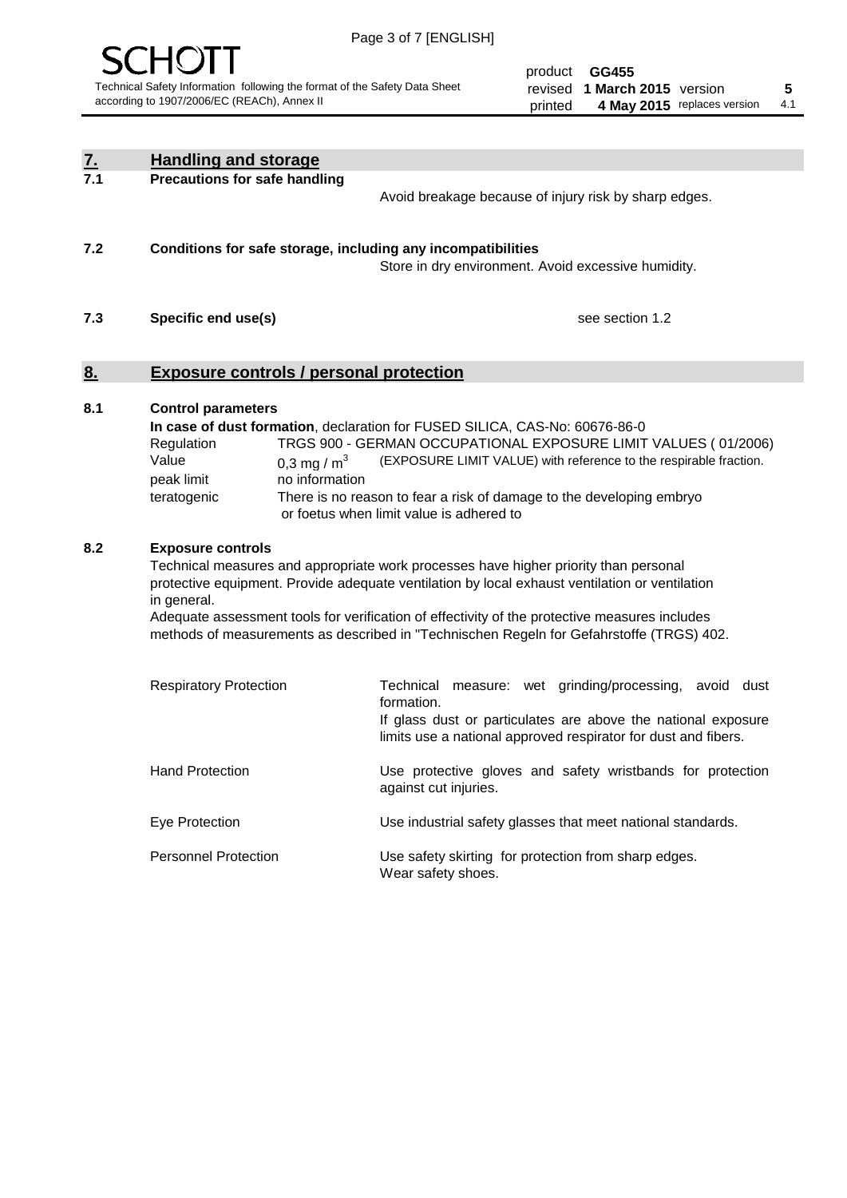## 7. Handling and storage

**7.1 Precautions for safe handling**

Avoid breakage because of injury risk by sharp edges.

**7.2 Conditions for safe storage, including any incompatibilities**

Store in dry environment. Avoid excessive humidity.

**7.3 Specific end use(s)**

see section 1.2

## 8. Exposure controls / personal protection

**8.1 Control parameters**

**In case of dust formation**, declaration for FUSED SILICA, CAS-No: 60676-86-0

| | |
|---|---|
| Regulation | TRGS 900 - GERMAN OCCUPATIONAL EXPOSURE LIMIT VALUES ( 01/2006) |
| Value | 0,3 mg / $m^3$ (EXPOSURE LIMIT VALUE) with reference to the respirable fraction. |
| peak limit | no information |
| teratogenic | There is no reason to fear a risk of damage to the developing embryo or foetus when limit value is adhered to |

**8.2 Exposure controls**

Technical measures and appropriate work processes have higher priority than personal protective equipment. Provide adequate ventilation by local exhaust ventilation or ventilation in general.

Adequate assessment tools for verification of effectivity of the protective measures includes methods of measurements as described in "Technischen Regeln for Gefahrstoffe (TRGS) 402.

| | |
|---|---|
| Respiratory Protection | Technical measure: wet grinding/processing, avoid dust formation. If glass dust or particulates are above the national exposure limits use a national approved respirator for dust and fibers. |
| Hand Protection | Use protective gloves and safety wristbands for protection against cut injuries. |
| Eye Protection | Use industrial safety glasses that meet national standards. |
| Personnel Protection | Use safety skirting for protection from sharp edges. Wear safety shoes. |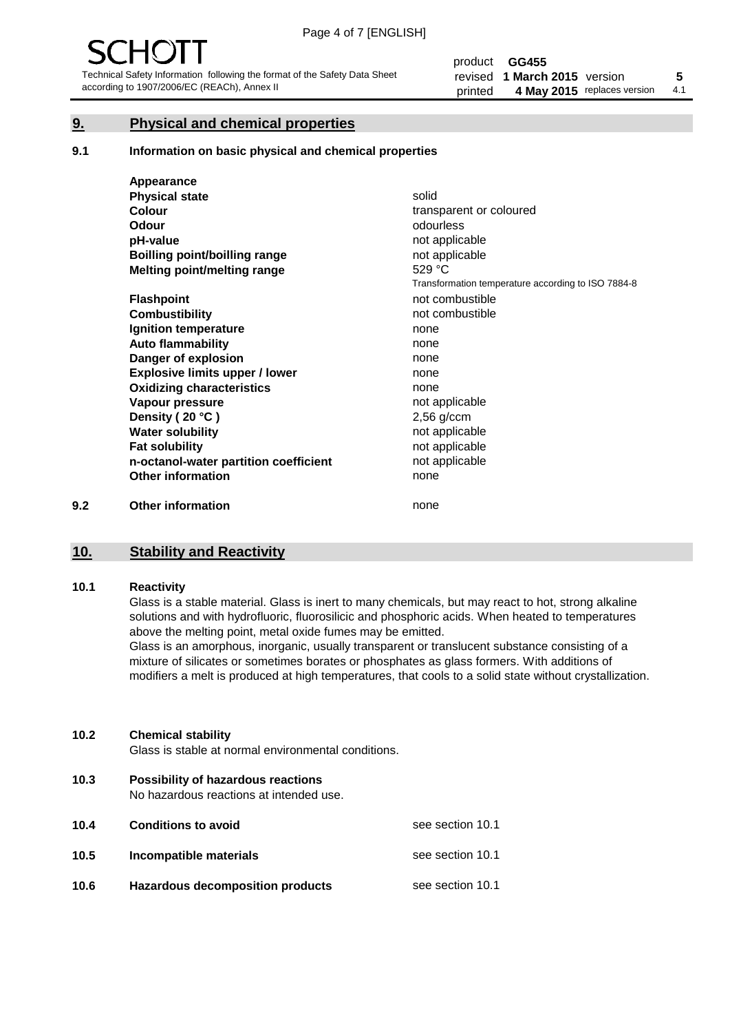## 9. Physical and chemical properties

### 9.1 Information on basic physical and chemical properties

| | |
|---|---|
| **Appearance** | |
| **Physical state** | solid |
| **Colour** | transparent or coloured |
| **Odour** | odourless |
| **pH-value** | not applicable |
| **Boilling point/boilling range** | not applicable |
| **Melting point/melting range** | 529 °C<br>Transformation temperature according to ISO 7884-8 |
| **Flashpoint** | not combustible |
| **Combustibility** | not combustible |
| **Ignition temperature** | none |
| **Auto flammability** | none |
| **Danger of explosion** | none |
| **Explosive limits upper / lower** | none |
| **Oxidizing characteristics** | none |
| **Vapour pressure** | not applicable |
| **Density ( 20 °C )** | 2,56 g/ccm |
| **Water solubility** | not applicable |
| **Fat solubility** | not applicable |
| **n-octanol-water partition coefficient** | not applicable |
| **Other information** | none |

### 9.2 Other information

none

## 10. Stability and Reactivity

### 10.1 Reactivity

Glass is a stable material. Glass is inert to many chemicals, but may react to hot, strong alkaline solutions and with hydrofluoric, fluorosilicic and phosphoric acids. When heated to temperatures above the melting point, metal oxide fumes may be emitted.

Glass is an amorphous, inorganic, usually transparent or translucent substance consisting of a mixture of silicates or sometimes borates or phosphates as glass formers. With additions of modifiers a melt is produced at high temperatures, that cools to a solid state without crystallization.

### 10.2 Chemical stability

Glass is stable at normal environmental conditions.

### 10.3 Possibility of hazardous reactions

No hazardous reactions at intended use.

### 10.4 Conditions to avoid

see section 10.1

### 10.5 Incompatible materials

see section 10.1

### 10.6 Hazardous decomposition products

see section 10.1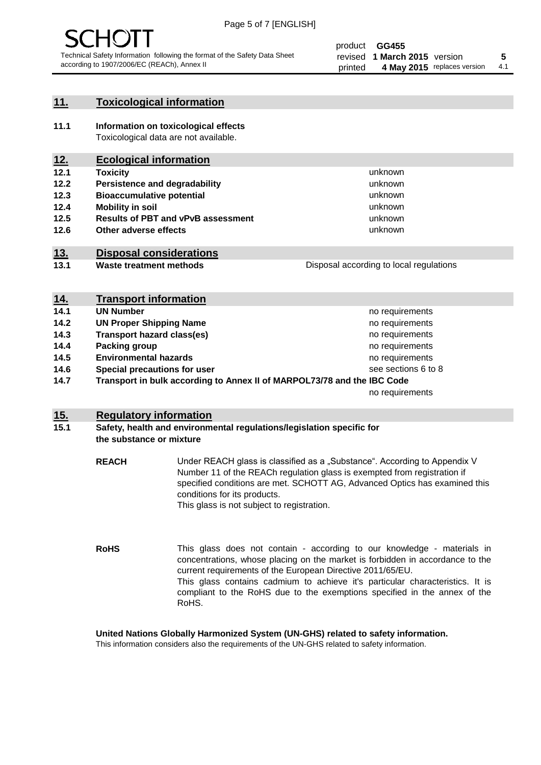## 11. Toxicological information

**11.1 Information on toxicological effects**
Toxicological data are not available.

## 12. Ecological information

| | | |
|---|---|---|
| **12.1** | **Toxicity** | unknown |
| **12.2** | **Persistence and degradability** | unknown |
| **12.3** | **Bioaccumulative potential** | unknown |
| **12.4** | **Mobility in soil** | unknown |
| **12.5** | **Results of PBT and vPvB assessment** | unknown |
| **12.6** | **Other adverse effects** | unknown |

## 13. Disposal considerations

| | | |
|---|---|---|
| **13.1** | **Waste treatment methods** | Disposal according to local regulations |

## 14. Transport information

| | | |
|---|---|---|
| **14.1** | **UN Number** | no requirements |
| **14.2** | **UN Proper Shipping Name** | no requirements |
| **14.3** | **Transport hazard class(es)** | no requirements |
| **14.4** | **Packing group** | no requirements |
| **14.5** | **Environmental hazards** | no requirements |
| **14.6** | **Special precautions for user** | see sections 6 to 8 |
| **14.7** | **Transport in bulk according to Annex II of MARPOL73/78 and the IBC Code** | no requirements |

## 15. Regulatory information

**15.1 Safety, health and environmental regulations/legislation specific for the substance or mixture**

**REACH**

Under REACH glass is classified as a „Substance“. According to Appendix V Number 11 of the REACh regulation glass is exempted from registration if specified conditions are met. SCHOTT AG, Advanced Optics has examined this conditions for its products.
This glass is not subject to registration.

**RoHS**

This glass does not contain - according to our knowledge - materials in concentrations, whose placing on the market is forbidden in accordance to the current requirements of the European Directive 2011/65/EU.
This glass contains cadmium to achieve it's particular characteristics. It is compliant to the RoHS due to the exemptions specified in the annex of the RoHS.

**United Nations Globally Harmonized System (UN-GHS) related to safety information.**
This information considers also the requirements of the UN-GHS related to safety information.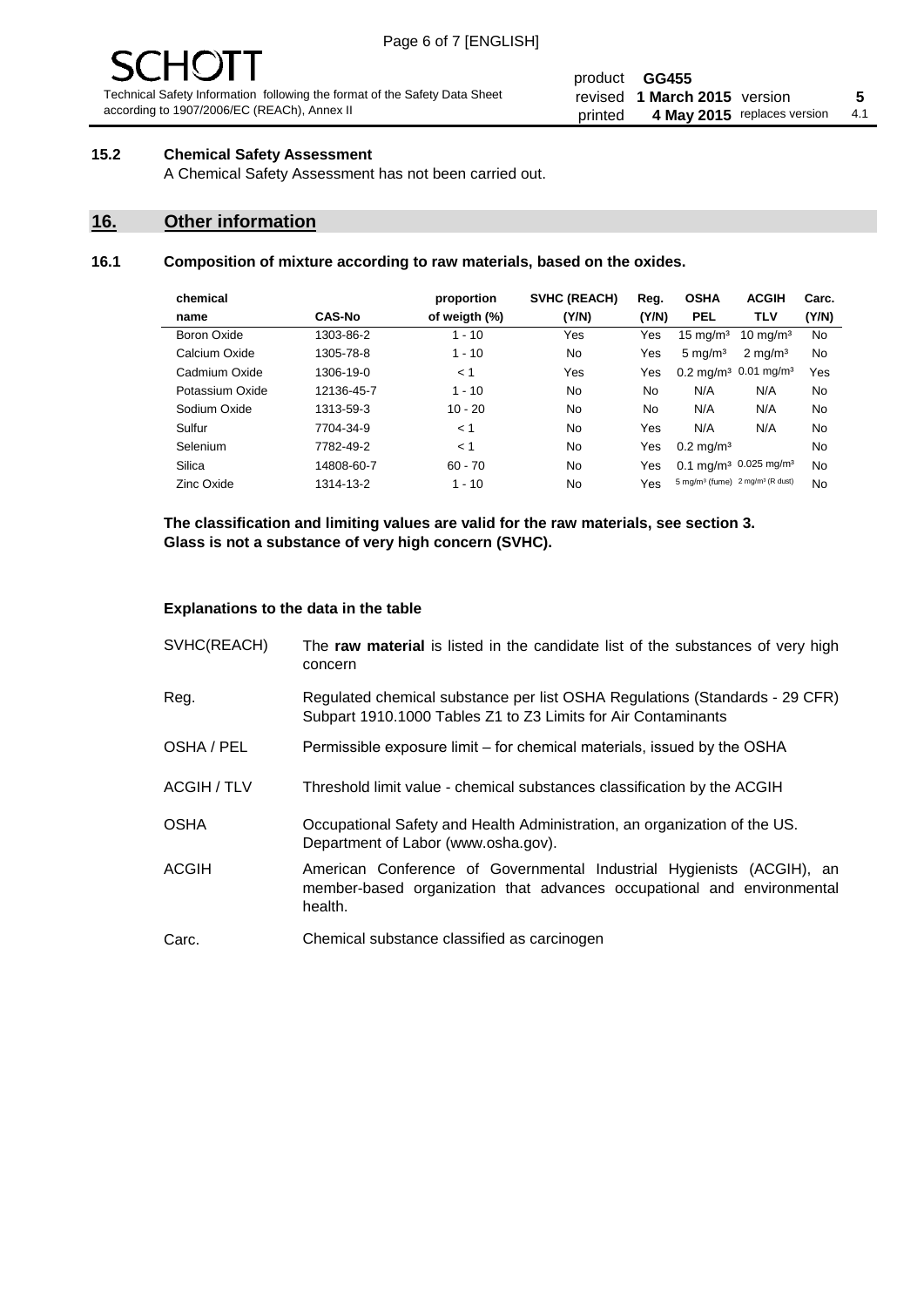### 15.2 Chemical Safety Assessment

A Chemical Safety Assessment has not been carried out.

## 16. Other information

### 16.1 Composition of mixture according to raw materials, based on the oxides.

| chemical name | CAS-No | proportion of weigth (%) | SVHC (REACH) (Y/N) | Reg. (Y/N) | OSHA PEL | ACGIH TLV | Carc. (Y/N) |
|---|---|---|---|---|---|---|---|
| Boron Oxide | 1303-86-2 | 1 - 10 | Yes | Yes | 15 mg/m³ | 10 mg/m³ | No |
| Calcium Oxide | 1305-78-8 | 1 - 10 | No | Yes | 5 mg/m³ | 2 mg/m³ | No |
| Cadmium Oxide | 1306-19-0 | < 1 | Yes | Yes | 0.2 mg/m³ | 0.01 mg/m³ | Yes |
| Potassium Oxide | 12136-45-7 | 1 - 10 | No | No | N/A | N/A | No |
| Sodium Oxide | 1313-59-3 | 10 - 20 | No | No | N/A | N/A | No |
| Sulfur | 7704-34-9 | < 1 | No | Yes | N/A | N/A | No |
| Selenium | 7782-49-2 | < 1 | No | Yes | 0.2 mg/m³ | | No |
| Silica | 14808-60-7 | 60 - 70 | No | Yes | 0.1 mg/m³ | 0.025 mg/m³ | No |
| Zinc Oxide | 1314-13-2 | 1 - 10 | No | Yes | 5 mg/m³ (fume) | 2 mg/m³ (R dust) | No |

**The classification and limiting values are valid for the raw materials, see section 3.**
**Glass is not a substance of very high concern (SVHC).**

#### Explanations to the data in the table

| | |
|---|---|
| SVHC(REACH) | The **raw material** is listed in the candidate list of the substances of very high concern |
| Reg. | Regulated chemical substance per list OSHA Regulations (Standards - 29 CFR) Subpart 1910.1000 Tables Z1 to Z3 Limits for Air Contaminants |
| OSHA / PEL | Permissible exposure limit – for chemical materials, issued by the OSHA |
| ACGIH / TLV | Threshold limit value - chemical substances classification by the ACGIH |
| OSHA | Occupational Safety and Health Administration, an organization of the US. Department of Labor (www.osha.gov). |
| ACGIH | American Conference of Governmental Industrial Hygienists (ACGIH), an member-based organization that advances occupational and environmental health. |
| Carc. | Chemical substance classified as carcinogen |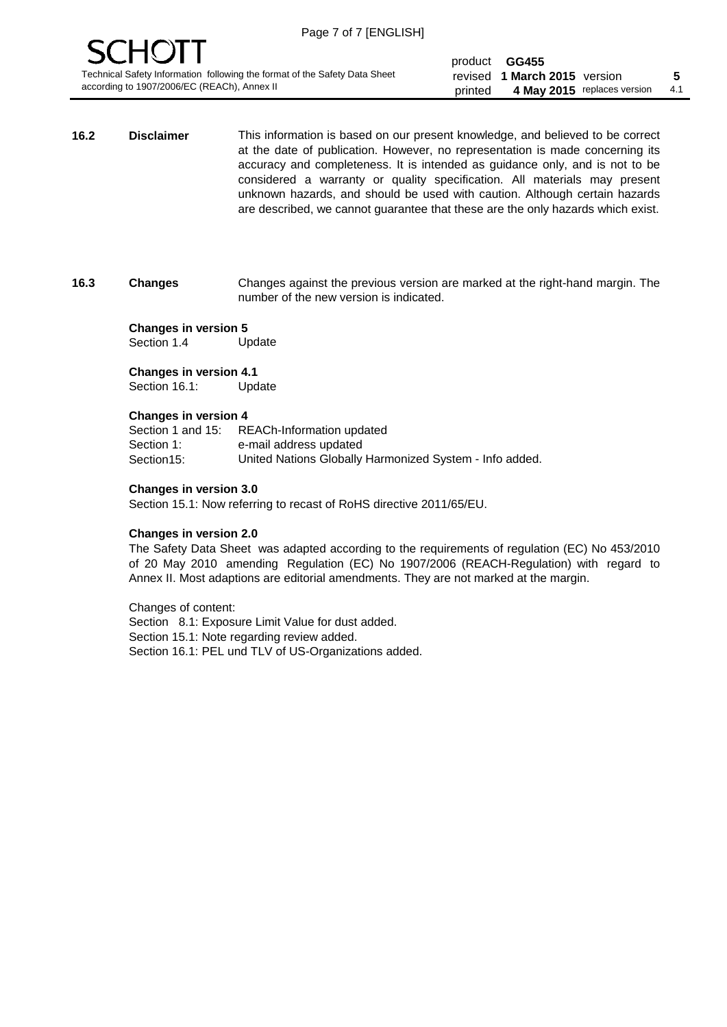**16.2 Disclaimer**

This information is based on our present knowledge, and believed to be correct at the date of publication. However, no representation is made concerning its accuracy and completeness. It is intended as guidance only, and is not to be considered a warranty or quality specification. All materials may present unknown hazards, and should be used with caution. Although certain hazards are described, we cannot guarantee that these are the only hazards which exist.

**16.3 Changes**

Changes against the previous version are marked at the right-hand margin. The number of the new version is indicated.

**Changes in version 5**

Section 1.4 Update

**Changes in version 4.1**

Section 16.1: Update

**Changes in version 4**

| | |
|---|---|
| Section 1 and 15: | REACh-Information updated |
| Section 1: | e-mail address updated |
| Section15: | United Nations Globally Harmonized System - Info added. |

**Changes in version 3.0**

Section 15.1: Now referring to recast of RoHS directive 2011/65/EU.

**Changes in version 2.0**

The Safety Data Sheet was adapted according to the requirements of regulation (EC) No 453/2010 of 20 May 2010 amending Regulation (EC) No 1907/2006 (REACH-Regulation) with regard to Annex II. Most adaptions are editorial amendments. They are not marked at the margin.

Changes of content:
Section 8.1: Exposure Limit Value for dust added.
Section 15.1: Note regarding review added.
Section 16.1: PEL und TLV of US-Organizations added.